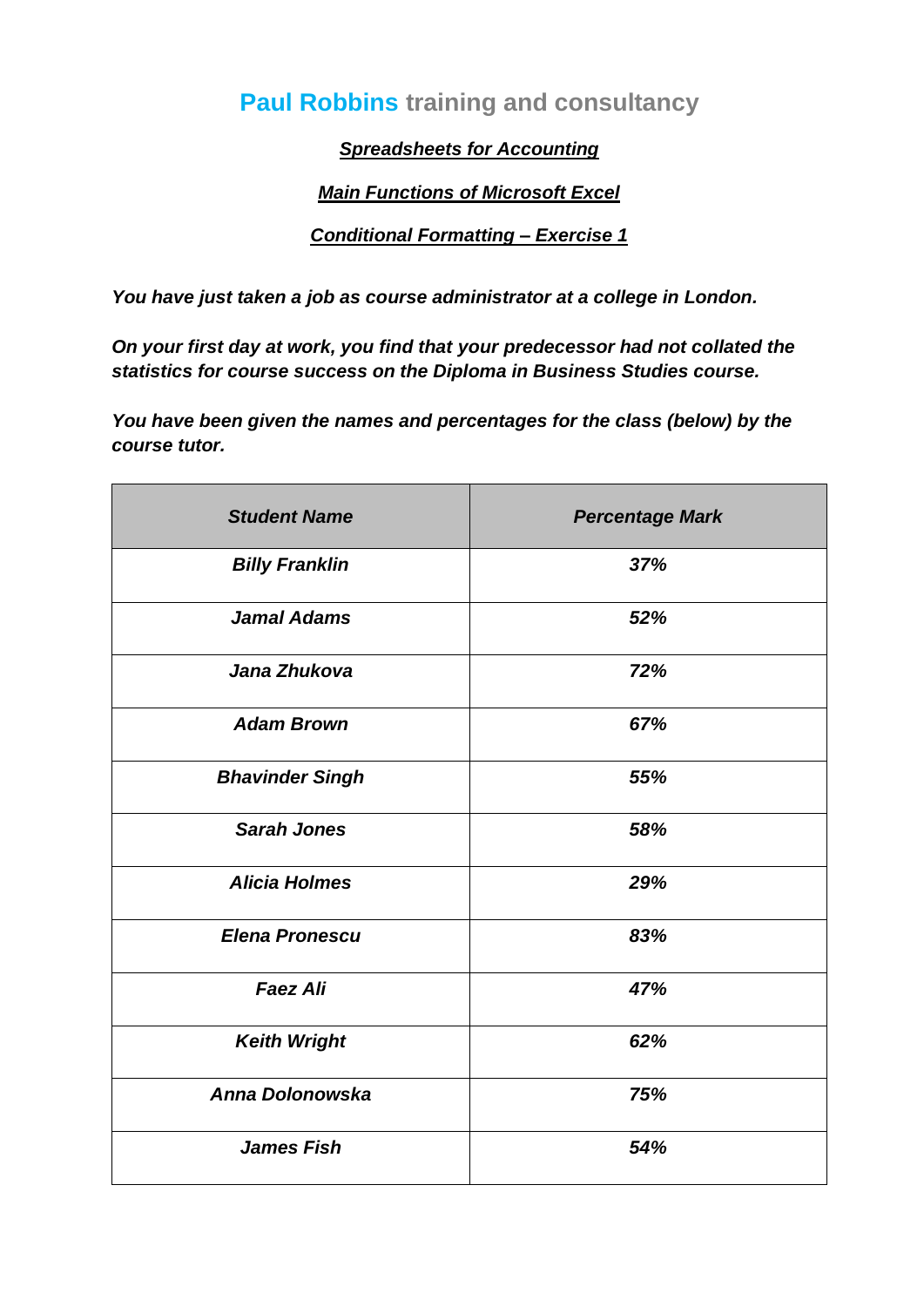# Paul Robbins training and consultancy

***Spreadsheets for Accounting***

***Main Functions of Microsoft Excel***

***Conditional Formatting – Exercise 1***

***You have just taken a job as course administrator at a college in London.***

***On your first day at work, you find that your predecessor had not collated the statistics for course success on the Diploma in Business Studies course.***

***You have been given the names and percentages for the class (below) by the course tutor.***

| Student Name | Percentage Mark |
|---|---|
| Billy Franklin | 37% |
| Jamal Adams | 52% |
| Jana Zhukova | 72% |
| Adam Brown | 67% |
| Bhavinder Singh | 55% |
| Sarah Jones | 58% |
| Alicia Holmes | 29% |
| Elena Pronescu | 83% |
| Faez Ali | 47% |
| Keith Wright | 62% |
| Anna Dolonowska | 75% |
| James Fish | 54% |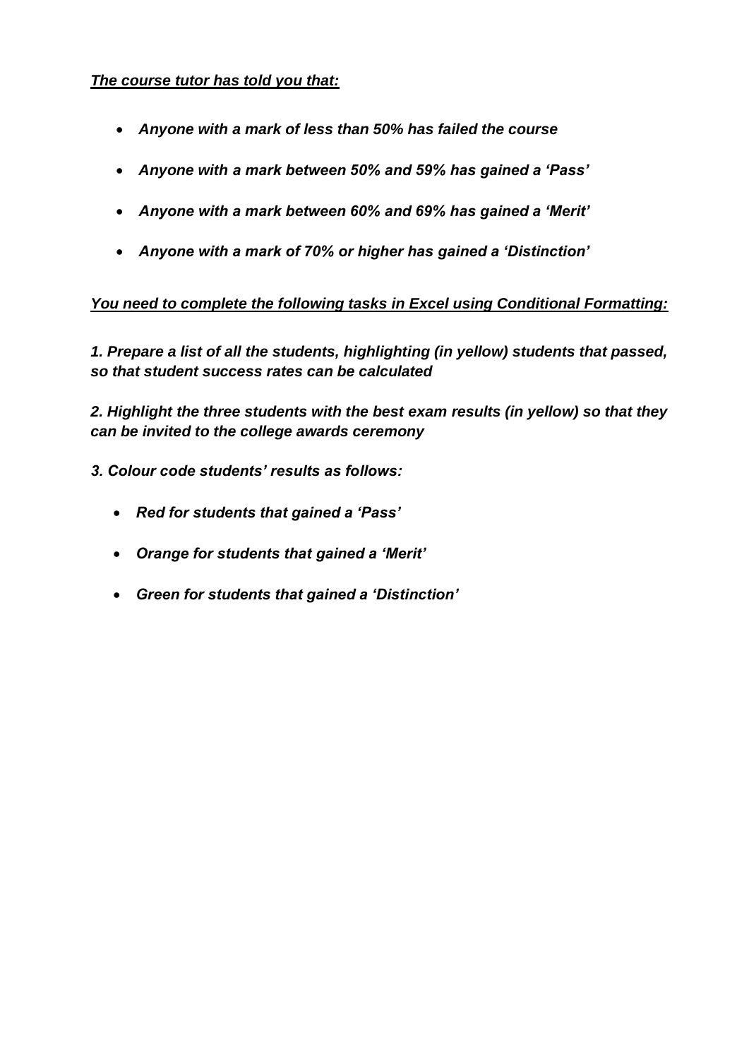***<u>The course tutor has told you that:</u>***

- ***Anyone with a mark of less than 50% has failed the course***
- ***Anyone with a mark between 50% and 59% has gained a 'Pass'***
- ***Anyone with a mark between 60% and 69% has gained a 'Merit'***
- ***Anyone with a mark of 70% or higher has gained a 'Distinction'***

***<u>You need to complete the following tasks in Excel using Conditional Formatting:</u>***

***1. Prepare a list of all the students, highlighting (in yellow) students that passed, so that student success rates can be calculated***

***2. Highlight the three students with the best exam results (in yellow) so that they can be invited to the college awards ceremony***

***3. Colour code students' results as follows:***

- ***Red for students that gained a 'Pass'***
- ***Orange for students that gained a 'Merit'***
- ***Green for students that gained a 'Distinction'***